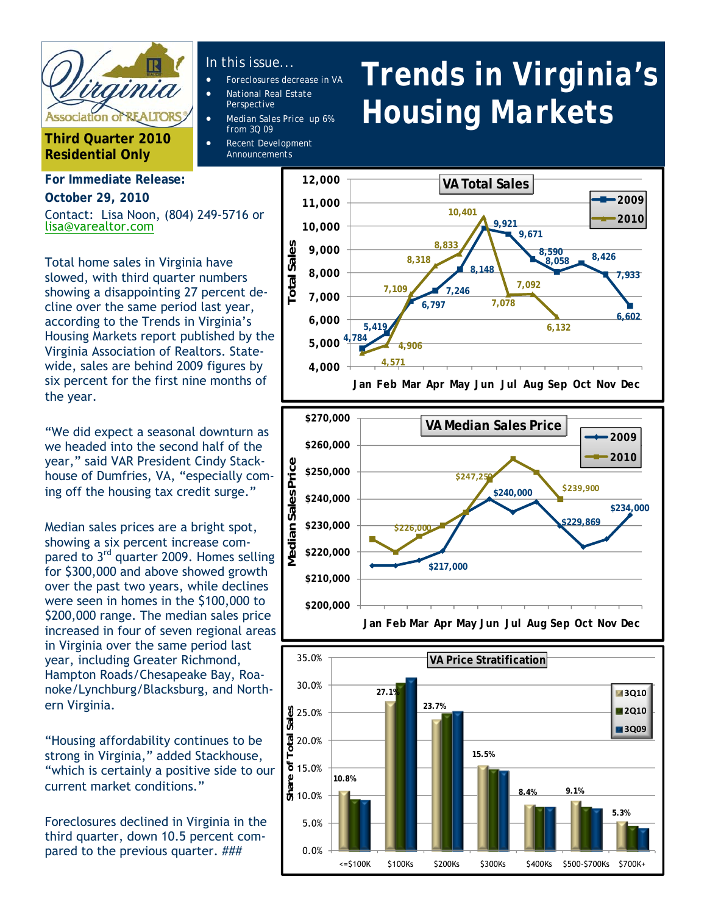# Trends in Virginia's Housing Markets

**Third Quarter 2010**
**Residential Only**

In this issue…

- Foreclosures decrease in VA
- National Real Estate Perspective
- Median Sales Price up 6% from 3Q 09
- Recent Development Announcements

**For Immediate Release:**
**October 29, 2010**

Contact: Lisa Noon, (804) 249-5716 or lisa@varealtor.com

Total home sales in Virginia have slowed, with third quarter numbers showing a disappointing 27 percent decline over the same period last year, according to the Trends in Virginia's Housing Markets report published by the Virginia Association of Realtors. Statewide, sales are behind 2009 figures by six percent for the first nine months of the year.

"We did expect a seasonal downturn as we headed into the second half of the year," said VAR President Cindy Stackhouse of Dumfries, VA, "especially coming off the housing tax credit surge."

Median sales prices are a bright spot, showing a six percent increase compared to 3rd quarter 2009. Homes selling for $300,000 and above showed growth over the past two years, while declines were seen in homes in the $100,000 to $200,000 range. The median sales price increased in four of seven regional areas in Virginia over the same period last year, including Greater Richmond, Hampton Roads/Chesapeake Bay, Roanoke/Lynchburg/Blacksburg, and Northern Virginia.

"Housing affordability continues to be strong in Virginia," added Stackhouse, "which is certainly a positive side to our current market conditions."

Foreclosures declined in Virginia in the third quarter, down 10.5 percent compared to the previous quarter. ###

**VA Total Sales**

| Month | 2009 | 2010 |
|---|---|---|
| Jan | 4,784 | 4,571 |
| Feb | 5,419 | 4,906 |
| Mar | 6,797 | 7,109 |
| Apr | 7,246 | 8,318 |
| May | 8,148 | 8,833 |
| Jun | 9,921 | 10,401 |
| Jul | 9,671 | 7,078 |
| Aug | 8,590 | 7,092 |
| Sep | 8,058 | 6,132 |
| Oct | 8,426 | |
| Nov | 7,933 | |
| Dec | 6,602 | |

**VA Median Sales Price**

Labeled values: $226,000; $217,000; $247,250; $240,000; $239,900; $229,869; $234,000 (2009 and 2010 series, Jan–Dec)

**VA Price Stratification** (Share of Total Sales, 3Q10 / 2Q10 / 3Q09)

| Price Range | 3Q10 |
|---|---|
| <=$100K | 10.8% |
| $100Ks | 27.1% |
| $200Ks | 23.7% |
| $300Ks | 15.5% |
| $400Ks | 8.4% |
| $500-$700Ks | 9.1% |
| $700K+ | 5.3% |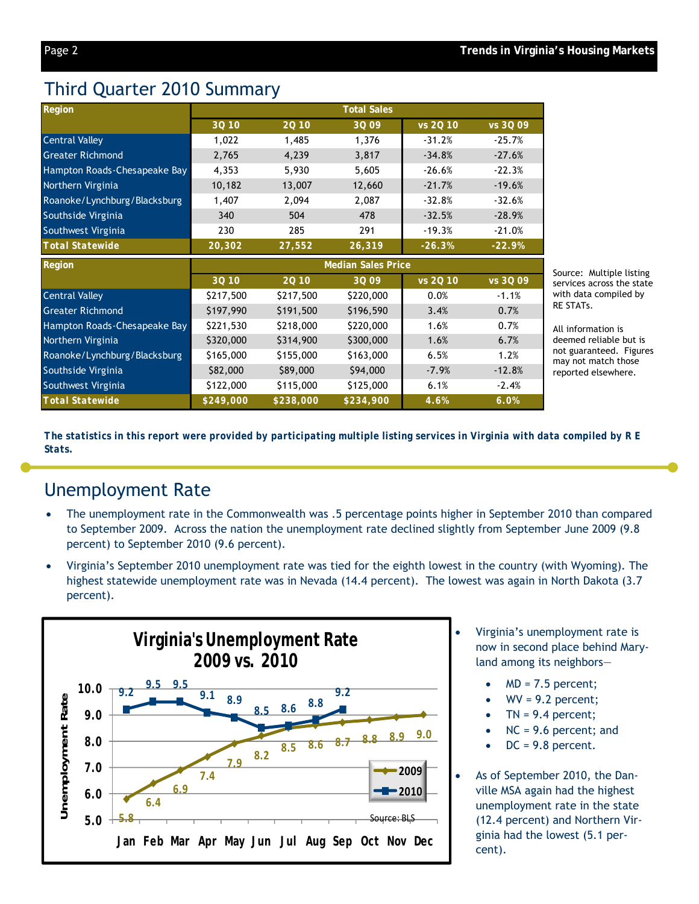## Third Quarter 2010 Summary

| Region | Total Sales | | | | |
|---|---|---|---|---|---|
| | 3Q 10 | 2Q 10 | 3Q 09 | vs 2Q 10 | vs 3Q 09 |
| Central Valley | 1,022 | 1,485 | 1,376 | -31.2% | -25.7% |
| Greater Richmond | 2,765 | 4,239 | 3,817 | -34.8% | -27.6% |
| Hampton Roads-Chesapeake Bay | 4,353 | 5,930 | 5,605 | -26.6% | -22.3% |
| Northern Virginia | 10,182 | 13,007 | 12,660 | -21.7% | -19.6% |
| Roanoke/Lynchburg/Blacksburg | 1,407 | 2,094 | 2,087 | -32.8% | -32.6% |
| Southside Virginia | 340 | 504 | 478 | -32.5% | -28.9% |
| Southwest Virginia | 230 | 285 | 291 | -19.3% | -21.0% |
| **Total Statewide** | **20,302** | **27,552** | **26,319** | **-26.3%** | **-22.9%** |

| Region | Median Sales Price | | | | |
|---|---|---|---|---|---|
| | 3Q 10 | 2Q 10 | 3Q 09 | vs 2Q 10 | vs 3Q 09 |
| Central Valley | $217,500 | $217,500 | $220,000 | 0.0% | -1.1% |
| Greater Richmond | $197,990 | $191,500 | $196,590 | 3.4% | 0.7% |
| Hampton Roads-Chesapeake Bay | $221,530 | $218,000 | $220,000 | 1.6% | 0.7% |
| Northern Virginia | $320,000 | $314,900 | $300,000 | 1.6% | 6.7% |
| Roanoke/Lynchburg/Blacksburg | $165,000 | $155,000 | $163,000 | 6.5% | 1.2% |
| Southside Virginia | $82,000 | $89,000 | $94,000 | -7.9% | -12.8% |
| Southwest Virginia | $122,000 | $115,000 | $125,000 | 6.1% | -2.4% |
| **Total Statewide** | **$249,000** | **$238,000** | **$234,900** | **4.6%** | **6.0%** |

Source: Multiple listing services across the state with data compiled by RE STATs.

All information is deemed reliable but is not guaranteed. Figures may not match those reported elsewhere.

**The statistics in this report were provided by participating multiple listing services in Virginia with data compiled by R E Stats.**

## Unemployment Rate

- The unemployment rate in the Commonwealth was .5 percentage points higher in September 2010 than compared to September 2009. Across the nation the unemployment rate declined slightly from September June 2009 (9.8 percent) to September 2010 (9.6 percent).
- Virginia's September 2010 unemployment rate was tied for the eighth lowest in the country (with Wyoming). The highest statewide unemployment rate was in Nevada (14.4 percent). The lowest was again in North Dakota (3.7 percent).

**Virginia's Unemployment Rate 2009 vs. 2010**

| Unemployment Rate | Jan | Feb | Mar | Apr | May | Jun | Jul | Aug | Sep | Oct | Nov | Dec |
|---|---|---|---|---|---|---|---|---|---|---|---|---|
| 2009 | 5.8 | 6.4 | 6.9 | 7.4 | 7.9 | 8.2 | 8.5 | 8.6 | 8.7 | 8.8 | 8.9 | 9.0 |
| 2010 | 9.2 | 9.5 | 9.5 | 9.1 | 8.9 | 8.5 | 8.6 | 8.8 | 9.2 | | | |

Source: BLS

- Virginia's unemployment rate is now in second place behind Maryland among its neighbors—
  - MD = 7.5 percent;
  - WV = 9.2 percent;
  - TN = 9.4 percent;
  - NC = 9.6 percent; and
  - DC = 9.8 percent.
- As of September 2010, the Danville MSA again had the highest unemployment rate in the state (12.4 percent) and Northern Virginia had the lowest (5.1 percent).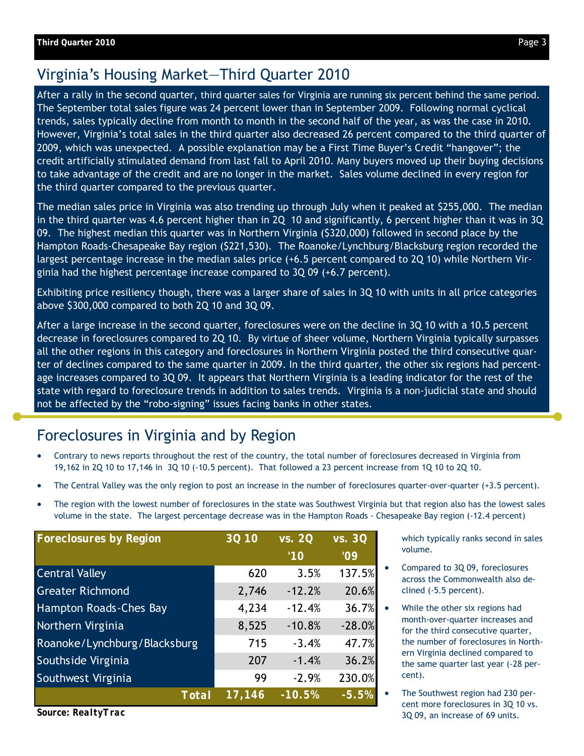## Virginia's Housing Market—Third Quarter 2010

After a rally in the second quarter, third quarter sales for Virginia are running six percent behind the same period. The September total sales figure was 24 percent lower than in September 2009. Following normal cyclical trends, sales typically decline from month to month in the second half of the year, as was the case in 2010. However, Virginia's total sales in the third quarter also decreased 26 percent compared to the third quarter of 2009, which was unexpected. A possible explanation may be a First Time Buyer's Credit "hangover"; the credit artificially stimulated demand from last fall to April 2010. Many buyers moved up their buying decisions to take advantage of the credit and are no longer in the market. Sales volume declined in every region for the third quarter compared to the previous quarter.

The median sales price in Virginia was also trending up through July when it peaked at $255,000. The median in the third quarter was 4.6 percent higher than in 2Q 10 and significantly, 6 percent higher than it was in 3Q 09. The highest median this quarter was in Northern Virginia ($320,000) followed in second place by the Hampton Roads-Chesapeake Bay region ($221,530). The Roanoke/Lynchburg/Blacksburg region recorded the largest percentage increase in the median sales price (+6.5 percent compared to 2Q 10) while Northern Virginia had the highest percentage increase compared to 3Q 09 (+6.7 percent).

Exhibiting price resiliency though, there was a larger share of sales in 3Q 10 with units in all price categories above $300,000 compared to both 2Q 10 and 3Q 09.

After a large increase in the second quarter, foreclosures were on the decline in 3Q 10 with a 10.5 percent decrease in foreclosures compared to 2Q 10. By virtue of sheer volume, Northern Virginia typically surpasses all the other regions in this category and foreclosures in Northern Virginia posted the third consecutive quarter of declines compared to the same quarter in 2009. In the third quarter, the other six regions had percentage increases compared to 3Q 09. It appears that Northern Virginia is a leading indicator for the rest of the state with regard to foreclosure trends in addition to sales trends. Virginia is a non-judicial state and should not be affected by the "robo-signing" issues facing banks in other states.

## Foreclosures in Virginia and by Region

- Contrary to news reports throughout the rest of the country, the total number of foreclosures decreased in Virginia from 19,162 in 2Q 10 to 17,146 in 3Q 10 (-10.5 percent). That followed a 23 percent increase from 1Q 10 to 2Q 10.
- The Central Valley was the only region to post an increase in the number of foreclosures quarter-over-quarter (+3.5 percent).
- The region with the lowest number of foreclosures in the state was Southwest Virginia but that region also has the lowest sales volume in the state. The largest percentage decrease was in the Hampton Roads - Chesapeake Bay region (-12.4 percent) which typically ranks second in sales volume.
- Compared to 3Q 09, foreclosures across the Commonwealth also declined (-5.5 percent).
- While the other six regions had month-over-quarter increases and for the third consecutive quarter, the number of foreclosures in Northern Virginia declined compared to the same quarter last year (-28 percent).
- The Southwest region had 230 percent more foreclosures in 3Q 10 vs. 3Q 09, an increase of 69 units.

| Foreclosures by Region | 3Q 10 | vs. 2Q '10 | vs. 3Q '09 |
|---|---|---|---|
| Central Valley | 620 | 3.5% | 137.5% |
| Greater Richmond | 2,746 | -12.2% | 20.6% |
| Hampton Roads-Ches Bay | 4,234 | -12.4% | 36.7% |
| Northern Virginia | 8,525 | -10.8% | -28.0% |
| Roanoke/Lynchburg/Blacksburg | 715 | -3.4% | 47.7% |
| Southside Virginia | 207 | -1.4% | 36.2% |
| Southwest Virginia | 99 | -2.9% | 230.0% |
| **Total** | **17,146** | **-10.5%** | **-5.5%** |

***Source: RealtyTrac***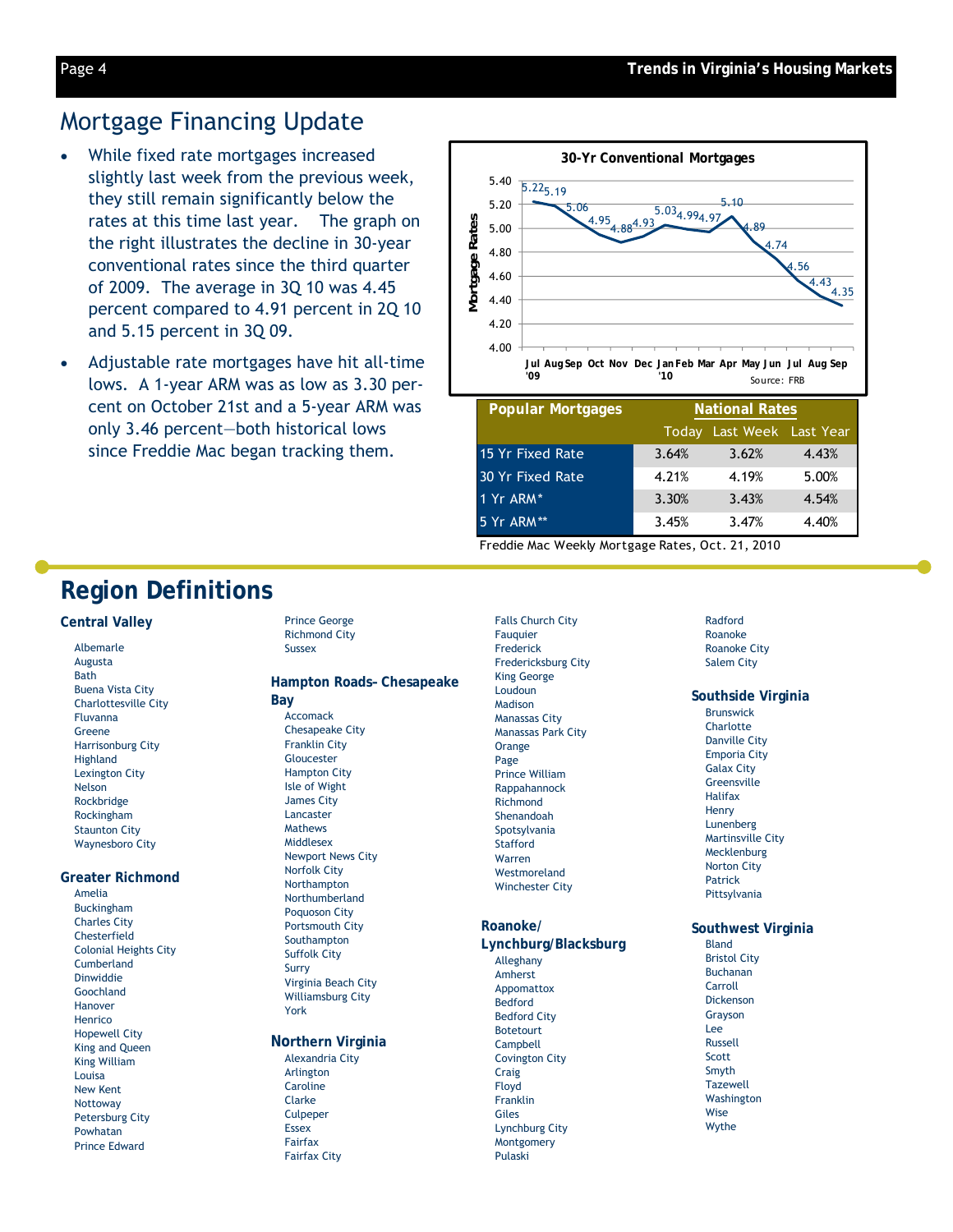## Mortgage Financing Update

- While fixed rate mortgages increased slightly last week from the previous week, they still remain significantly below the rates at this time last year. The graph on the right illustrates the decline in 30-year conventional rates since the third quarter of 2009. The average in 3Q 10 was 4.45 percent compared to 4.91 percent in 2Q 10 and 5.15 percent in 3Q 09.
- Adjustable rate mortgages have hit all-time lows. A 1-year ARM was as low as 3.30 percent on October 21st and a 5-year ARM was only 3.46 percent—both historical lows since Freddie Mac began tracking them.

**30-Yr Conventional Mortgages**

| Month | Mortgage Rates |
|---|---|
| Jul '09 | 5.22 |
| Aug | 5.19 |
| Sep | 5.06 |
| Oct | 4.95 |
| Nov | 4.88 |
| Dec | 4.93 |
| Jan '10 | 5.03 |
| Feb | 4.99 |
| Mar | 4.97 |
| Apr | 5.10 |
| May | 4.89 |
| Jun | 4.74 |
| Jul | 4.56 |
| Aug | 4.43 |
| Sep | 4.35 |

Source: FRB

| Popular Mortgages | National Rates | | |
|---|---|---|---|
| | Today | Last Week | Last Year |
| 15 Yr Fixed Rate | 3.64% | 3.62% | 4.43% |
| 30 Yr Fixed Rate | 4.21% | 4.19% | 5.00% |
| 1 Yr ARM* | 3.30% | 3.43% | 4.54% |
| 5 Yr ARM** | 3.45% | 3.47% | 4.40% |

Freddie Mac Weekly Mortgage Rates, Oct. 21, 2010

# Region Definitions

### Central Valley

- Albemarle
- Augusta
- Bath
- Buena Vista City
- Charlottesville City
- Fluvanna
- Greene
- Harrisonburg City
- Highland
- Lexington City
- Nelson
- Rockbridge
- Rockingham
- Staunton City
- Waynesboro City

### Greater Richmond

- Amelia
- Buckingham
- Charles City
- Chesterfield
- Colonial Heights City
- Cumberland
- Dinwiddie
- Goochland
- Hanover
- Henrico
- Hopewell City
- King and Queen
- King William
- Louisa
- New Kent
- Nottoway
- Petersburg City
- Powhatan
- Prince Edward
- Prince George
- Richmond City
- Sussex

### Hampton Roads- Chesapeake Bay

- Accomack
- Chesapeake City
- Franklin City
- Gloucester
- Hampton City
- Isle of Wight
- James City
- Lancaster
- Mathews
- Middlesex
- Newport News City
- Norfolk City
- Northampton
- Northumberland
- Poquoson City
- Portsmouth City
- Southampton
- Suffolk City
- Surry
- Virginia Beach City
- Williamsburg City
- York

### Northern Virginia

- Alexandria City
- Arlington
- Caroline
- Clarke
- Culpeper
- Essex
- Fairfax
- Fairfax City
- Falls Church City
- Fauquier
- Frederick
- Fredericksburg City
- King George
- Loudoun
- Madison
- Manassas City
- Manassas Park City
- Orange
- Page
- Prince William
- Rappahannock
- Richmond
- Shenandoah
- Spotsylvania
- Stafford
- Warren
- Westmoreland
- Winchester City

### Roanoke/ Lynchburg/Blacksburg

- Alleghany
- Amherst
- Appomattox
- Bedford
- Bedford City
- Botetourt
- Campbell
- Covington City
- Craig
- Floyd
- Franklin
- Giles
- Lynchburg City
- Montgomery
- Pulaski
- Radford
- Roanoke
- Roanoke City
- Salem City

### Southside Virginia

- Brunswick
- Charlotte
- Danville City
- Emporia City
- Galax City
- Greensville
- Halifax
- Henry
- Lunenberg
- Martinsville City
- Mecklenburg
- Norton City
- Patrick
- Pittsylvania

### Southwest Virginia

- Bland
- Bristol City
- Buchanan
- Carroll
- Dickenson
- Grayson
- Lee
- Russell
- Scott
- Smyth
- Tazewell
- Washington
- Wise
- Wythe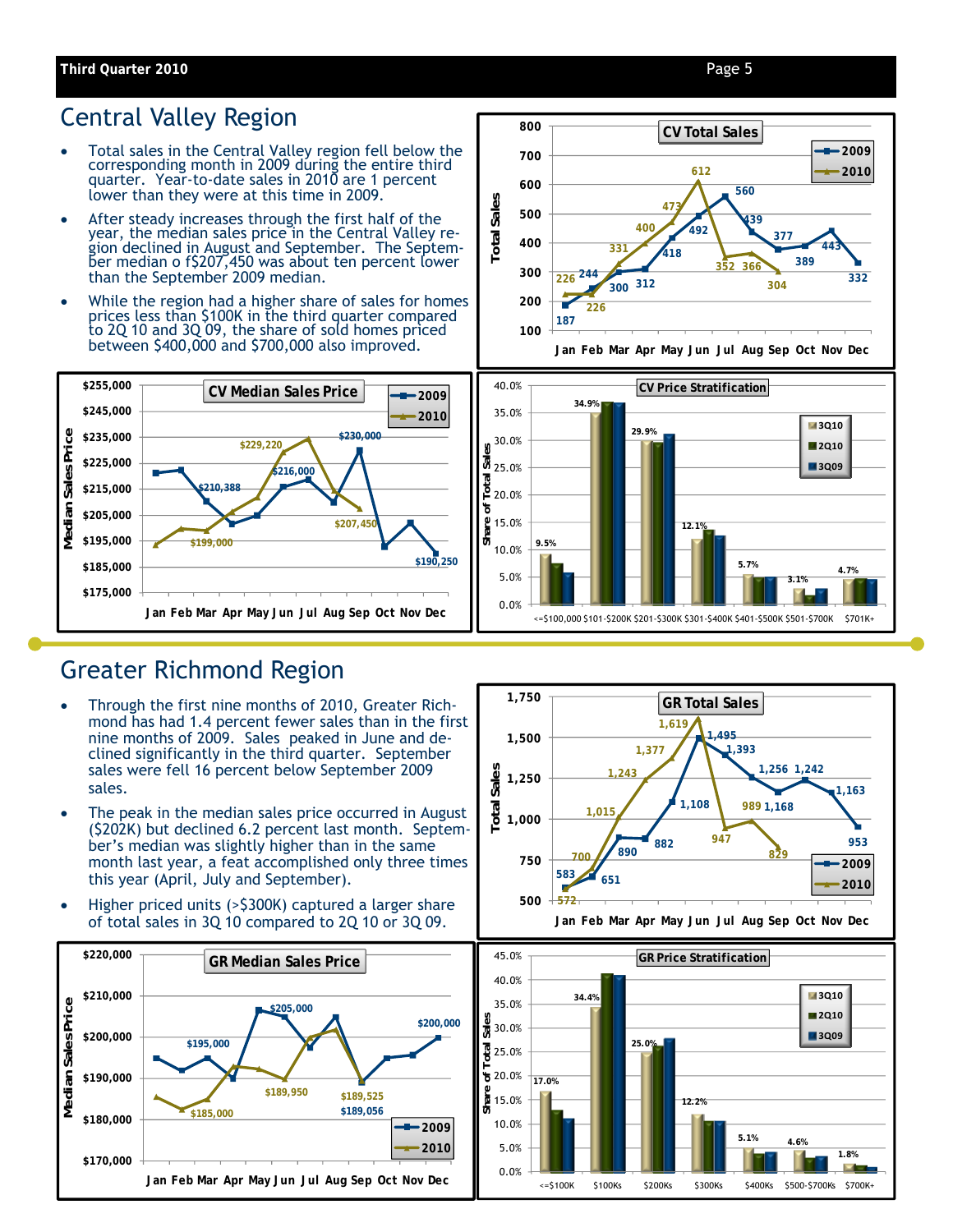# Central Valley Region

- Total sales in the Central Valley region fell below the corresponding month in 2009 during the entire third quarter. Year-to-date sales in 2010 are 1 percent lower than they were at this time in 2009.
- After steady increases through the first half of the year, the median sales price in the Central Valley region declined in August and September. The September median o f$207,450 was about ten percent lower than the September 2009 median.
- While the region had a higher share of sales for homes prices less than $100K in the third quarter compared to 2Q 10 and 3Q 09, the share of sold homes priced between $400,000 and $700,000 also improved.

# Greater Richmond Region

- Through the first nine months of 2010, Greater Richmond has had 1.4 percent fewer sales than in the first nine months of 2009. Sales peaked in June and declined significantly in the third quarter. September sales were fell 16 percent below September 2009 sales.
- The peak in the median sales price occurred in August ($202K) but declined 6.2 percent last month. September's median was slightly higher than in the same month last year, a feat accomplished only three times this year (April, July and September).
- Higher priced units (>$300K) captured a larger share of total sales in 3Q 10 compared to 2Q 10 or 3Q 09.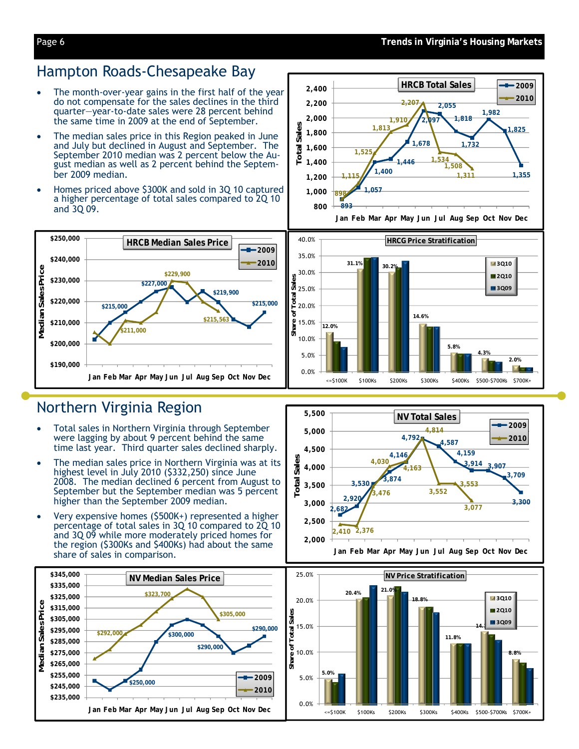## Hampton Roads-Chesapeake Bay

- The month-over-year gains in the first half of the year do not compensate for the sales declines in the third quarter—year-to-date sales were 28 percent behind the same time in 2009 at the end of September.
- The median sales price in this Region peaked in June and July but declined in August and September. The September 2010 median was 2 percent below the August median as well as 2 percent behind the September 2009 median.
- Homes priced above $300K and sold in 3Q 10 captured a higher percentage of total sales compared to 2Q 10 and 3Q 09.

HRCB Total Sales

| Month | 2009 | 2010 |
|---|---|---|
| Jan | 893 | 898 |
| Feb | 1,057 | 1,115 |
| Mar | 1,400 | 1,525 |
| Apr | 1,446 | 1,813 |
| May | 1,678 | 1,910 |
| Jun | 2,097 | 2,207 |
| Jul | 2,055 | 1,534 |
| Aug | 1,818 | 1,508 |
| Sep | 1,732 | 1,311 |
| Oct | 1,982 | |
| Nov | 1,825 | |
| Dec | 1,355 | |

HRCB Median Sales Price

(Labeled values: 2009 — $215,000, $227,000, $219,900, $215,000; 2010 — $211,000, $229,900, $215,563)

HRCG Price Stratification (Share of Total Sales, 3Q10 labeled)

| Price Range | 3Q10 |
|---|---|
| <=$100K | 12.0% |
| $100Ks | 31.1% |
| $200Ks | 30.2% |
| $300Ks | 14.6% |
| $400Ks | 5.8% |
| $500-$700Ks | 4.3% |
| $700K+ | 2.0% |

## Northern Virginia Region

- Total sales in Northern Virginia through September were lagging by about 9 percent behind the same time last year. Third quarter sales declined sharply.
- The median sales price in Northern Virginia was at its highest level in July 2010 ($332,250) since June 2008. The median declined 6 percent from August to September but the September median was 5 percent higher than the September 2009 median.
- Very expensive homes ($500K+) represented a higher percentage of total sales in 3Q 10 compared to 2Q 10 and 3Q 09 while more moderately priced homes for the region ($300Ks and $400Ks) had about the same share of sales in comparison.

NV Total Sales

| Month | 2009 | 2010 |
|---|---|---|
| Jan | 2,682 | 2,410 |
| Feb | 2,920 | 2,376 |
| Mar | 3,530 | 3,476 |
| Apr | 3,874 | 4,030 |
| May | 4,146 | 4,163 |
| Jun | 4,792 | 4,814 |
| Jul | 4,587 | 3,552 |
| Aug | 4,159 | 3,553 |
| Sep | 3,914 | 3,077 |
| Oct | 3,907 | |
| Nov | 3,709 | |
| Dec | 3,300 | |

NV Median Sales Price

(Labeled values: 2009 — $250,000, $300,000, $290,000, $290,000; 2010 — $292,000, $323,700, $305,000)

NV Price Stratification (Share of Total Sales, 3Q10 labeled)

| Price Range | 3Q10 |
|---|---|
| <=$100K | 5.0% |
| $100Ks | 20.4% |
| $200Ks | 21.0% |
| $300Ks | 18.8% |
| $400Ks | 11.8% |
| $500-$700Ks | 14. |
| $700K+ | 8.8% |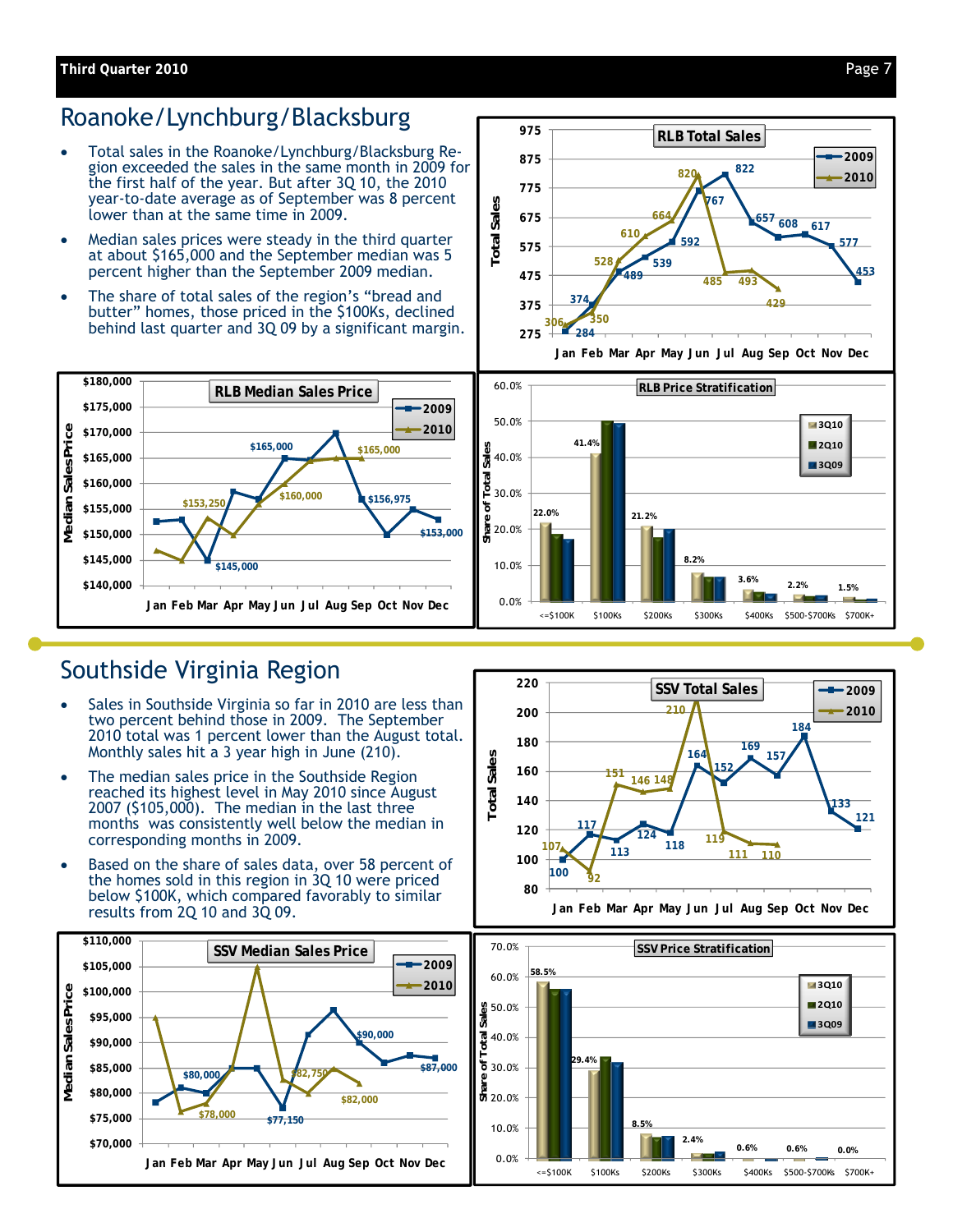## Roanoke/Lynchburg/Blacksburg

- Total sales in the Roanoke/Lynchburg/Blacksburg Region exceeded the sales in the same month in 2009 for the first half of the year. But after 3Q 10, the 2010 year-to-date average as of September was 8 percent lower than at the same time in 2009.
- Median sales prices were steady in the third quarter at about $165,000 and the September median was 5 percent higher than the September 2009 median.
- The share of total sales of the region's "bread and butter" homes, those priced in the $100Ks, declined behind last quarter and 3Q 09 by a significant margin.

**RLB Total Sales**

| | Jan | Feb | Mar | Apr | May | Jun | Jul | Aug | Sep | Oct | Nov | Dec |
|---|---|---|---|---|---|---|---|---|---|---|---|---|
| 2009 | 284 | 374 | 489 | 539 | 592 | 767 | 822 | 657 | 608 | 617 | 577 | 453 |
| 2010 | 306 | 350 | 528 | 610 | 664 | 820 | 485 | 493 | 429 | | | |

**RLB Median Sales Price**

Labeled values: $165,000; $165,000; $153,250; $160,000; $156,975; $145,000; $153,000

**RLB Price Stratification** (3Q10 share of total sales)

| | <=$100K | $100Ks | $200Ks | $300Ks | $400Ks | $500-$700Ks | $700K+ |
|---|---|---|---|---|---|---|---|
| 3Q10 | 22.0% | 41.4% | 21.2% | 8.2% | 3.6% | 2.2% | 1.5% |

## Southside Virginia Region

- Sales in Southside Virginia so far in 2010 are less than two percent behind those in 2009. The September 2010 total was 1 percent lower than the August total. Monthly sales hit a 3 year high in June (210).
- The median sales price in the Southside Region reached its highest level in May 2010 since August 2007 ($105,000). The median in the last three months was consistently well below the median in corresponding months in 2009.
- Based on the share of sales data, over 58 percent of the homes sold in this region in 3Q 10 were priced below $100K, which compared favorably to similar results from 2Q 10 and 3Q 09.

**SSV Total Sales**

| | Jan | Feb | Mar | Apr | May | Jun | Jul | Aug | Sep | Oct | Nov | Dec |
|---|---|---|---|---|---|---|---|---|---|---|---|---|
| 2009 | 100 | 117 | 113 | 124 | 118 | 164 | 152 | 169 | 157 | 184 | 133 | 121 |
| 2010 | 107 | 92 | 151 | 146 | 148 | 210 | 119 | 111 | 110 | | | |

**SSV Median Sales Price**

Labeled values: $80,000; $78,000; $77,150; $82,750; $90,000; $82,000; $87,000

**SSV Price Stratification** (3Q10 share of total sales)

| | <=$100K | $100Ks | $200Ks | $300Ks | $400Ks | $500-$700Ks | $700K+ |
|---|---|---|---|---|---|---|---|
| 3Q10 | 58.5% | 29.4% | 8.5% | 2.4% | 0.6% | 0.6% | 0.0% |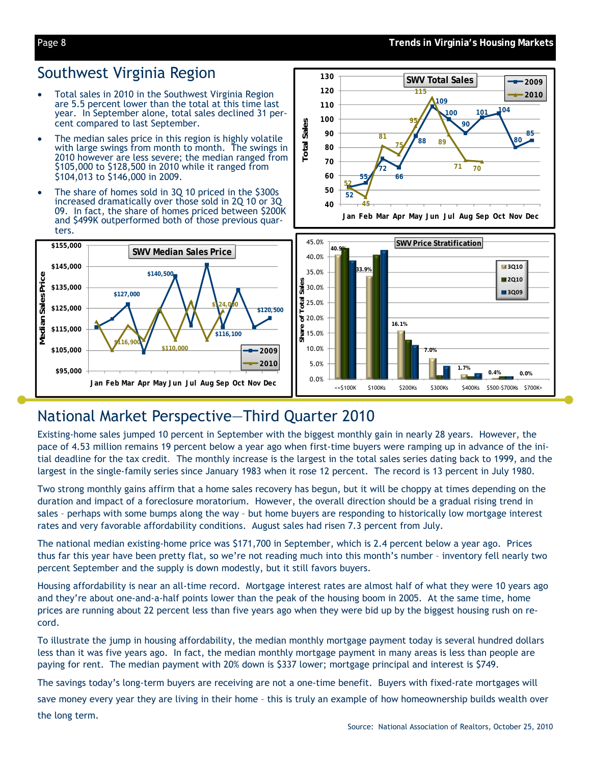## Southwest Virginia Region

- Total sales in 2010 in the Southwest Virginia Region are 5.5 percent lower than the total at this time last year. In September alone, total sales declined 31 percent compared to last September.
- The median sales price in this region is highly volatile with large swings from month to month. The swings in 2010 however are less severe; the median ranged from $105,000 to $128,500 in 2010 while it ranged from $104,013 to $146,000 in 2009.
- The share of homes sold in 3Q 10 priced in the $300s increased dramatically over those sold in 2Q 10 or 3Q 09. In fact, the share of homes priced between $200K and $499K outperformed both of those previous quarters.

## National Market Perspective—Third Quarter 2010

Existing-home sales jumped 10 percent in September with the biggest monthly gain in nearly 28 years. However, the pace of 4.53 million remains 19 percent below a year ago when first-time buyers were ramping up in advance of the initial deadline for the tax credit. The monthly increase is the largest in the total sales series dating back to 1999, and the largest in the single-family series since January 1983 when it rose 12 percent. The record is 13 percent in July 1980.

Two strong monthly gains affirm that a home sales recovery has begun, but it will be choppy at times depending on the duration and impact of a foreclosure moratorium. However, the overall direction should be a gradual rising trend in sales – perhaps with some bumps along the way – but home buyers are responding to historically low mortgage interest rates and very favorable affordability conditions. August sales had risen 7.3 percent from July.

The national median existing-home price was $171,700 in September, which is 2.4 percent below a year ago. Prices thus far this year have been pretty flat, so we're not reading much into this month's number – inventory fell nearly two percent September and the supply is down modestly, but it still favors buyers.

Housing affordability is near an all-time record. Mortgage interest rates are almost half of what they were 10 years ago and they're about one-and-a-half points lower than the peak of the housing boom in 2005. At the same time, home prices are running about 22 percent less than five years ago when they were bid up by the biggest housing rush on record.

To illustrate the jump in housing affordability, the median monthly mortgage payment today is several hundred dollars less than it was five years ago. In fact, the median monthly mortgage payment in many areas is less than people are paying for rent. The median payment with 20% down is $337 lower; mortgage principal and interest is $749.

The savings today's long-term buyers are receiving are not a one-time benefit. Buyers with fixed-rate mortgages will save money every year they are living in their home – this is truly an example of how homeownership builds wealth over the long term.

Source: National Association of Realtors, October 25, 2010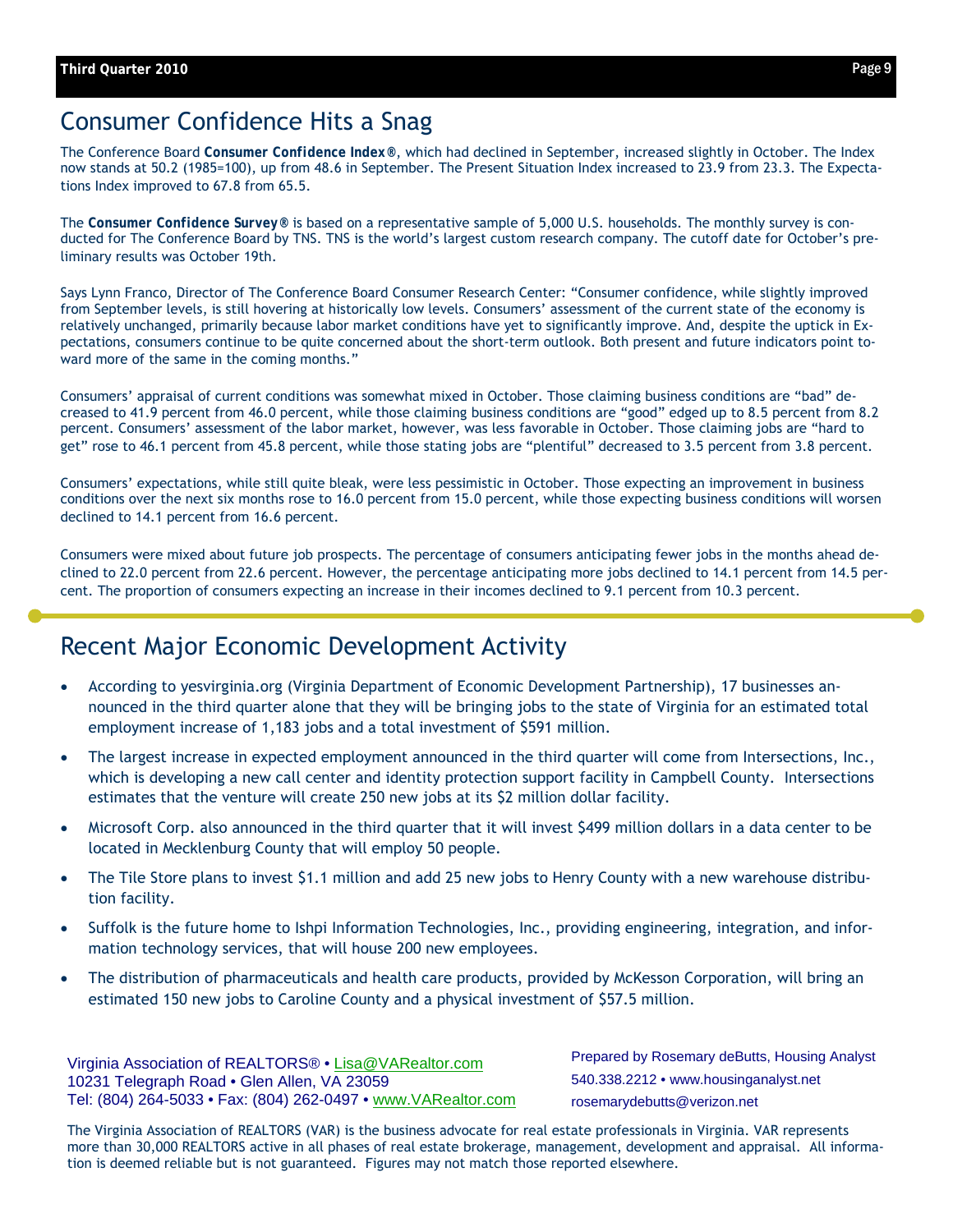## Consumer Confidence Hits a Snag

The Conference Board **Consumer Confidence Index®**, which had declined in September, increased slightly in October. The Index now stands at 50.2 (1985=100), up from 48.6 in September. The Present Situation Index increased to 23.9 from 23.3. The Expectations Index improved to 67.8 from 65.5.

The **Consumer Confidence Survey®** is based on a representative sample of 5,000 U.S. households. The monthly survey is conducted for The Conference Board by TNS. TNS is the world's largest custom research company. The cutoff date for October's preliminary results was October 19th.

Says Lynn Franco, Director of The Conference Board Consumer Research Center: "Consumer confidence, while slightly improved from September levels, is still hovering at historically low levels. Consumers' assessment of the current state of the economy is relatively unchanged, primarily because labor market conditions have yet to significantly improve. And, despite the uptick in Expectations, consumers continue to be quite concerned about the short-term outlook. Both present and future indicators point toward more of the same in the coming months."

Consumers' appraisal of current conditions was somewhat mixed in October. Those claiming business conditions are "bad" decreased to 41.9 percent from 46.0 percent, while those claiming business conditions are "good" edged up to 8.5 percent from 8.2 percent. Consumers' assessment of the labor market, however, was less favorable in October. Those claiming jobs are "hard to get" rose to 46.1 percent from 45.8 percent, while those stating jobs are "plentiful" decreased to 3.5 percent from 3.8 percent.

Consumers' expectations, while still quite bleak, were less pessimistic in October. Those expecting an improvement in business conditions over the next six months rose to 16.0 percent from 15.0 percent, while those expecting business conditions will worsen declined to 14.1 percent from 16.6 percent.

Consumers were mixed about future job prospects. The percentage of consumers anticipating fewer jobs in the months ahead declined to 22.0 percent from 22.6 percent. However, the percentage anticipating more jobs declined to 14.1 percent from 14.5 percent. The proportion of consumers expecting an increase in their incomes declined to 9.1 percent from 10.3 percent.

## Recent Major Economic Development Activity

- According to yesvirginia.org (Virginia Department of Economic Development Partnership), 17 businesses announced in the third quarter alone that they will be bringing jobs to the state of Virginia for an estimated total employment increase of 1,183 jobs and a total investment of $591 million.
- The largest increase in expected employment announced in the third quarter will come from Intersections, Inc., which is developing a new call center and identity protection support facility in Campbell County. Intersections estimates that the venture will create 250 new jobs at its $2 million dollar facility.
- Microsoft Corp. also announced in the third quarter that it will invest $499 million dollars in a data center to be located in Mecklenburg County that will employ 50 people.
- The Tile Store plans to invest $1.1 million and add 25 new jobs to Henry County with a new warehouse distribution facility.
- Suffolk is the future home to Ishpi Information Technologies, Inc., providing engineering, integration, and information technology services, that will house 200 new employees.
- The distribution of pharmaceuticals and health care products, provided by McKesson Corporation, will bring an estimated 150 new jobs to Caroline County and a physical investment of $57.5 million.

Virginia Association of REALTORS® • Lisa@VARealtor.com
10231 Telegraph Road • Glen Allen, VA 23059
Tel: (804) 264-5033 • Fax: (804) 262-0497 • www.VARealtor.com

Prepared by Rosemary deButts, Housing Analyst
540.338.2212 • www.housinganalyst.net
rosemarydebutts@verizon.net

The Virginia Association of REALTORS (VAR) is the business advocate for real estate professionals in Virginia. VAR represents more than 30,000 REALTORS active in all phases of real estate brokerage, management, development and appraisal. All information is deemed reliable but is not guaranteed. Figures may not match those reported elsewhere.